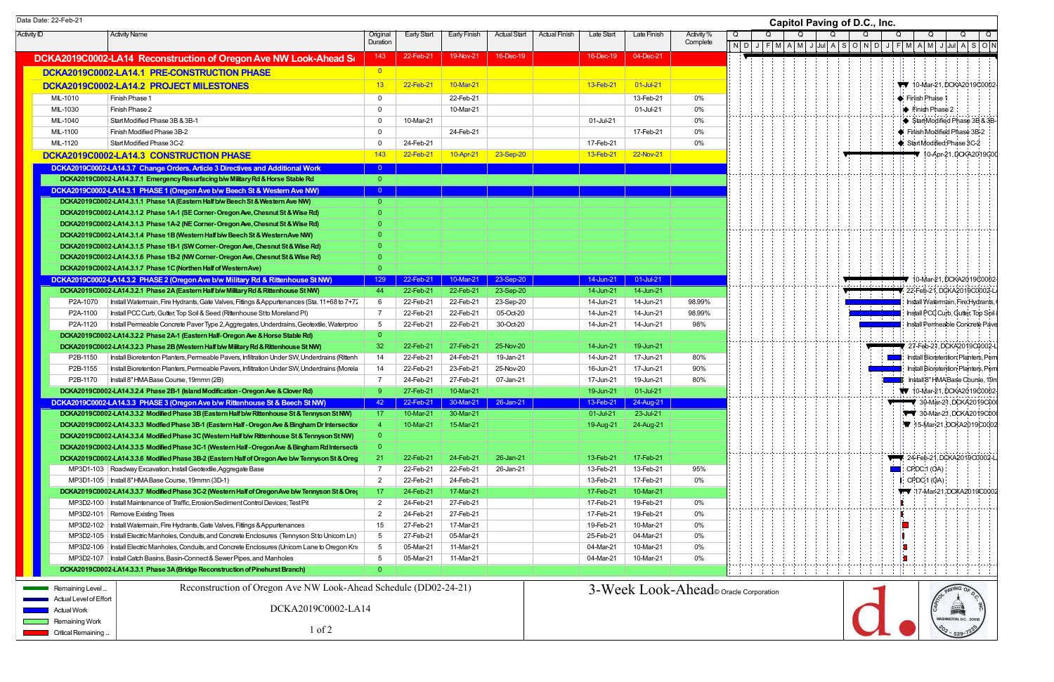Data Date: 22-Feb-21

# Capitol Paving of D.C., Inc.

| Activity ID | Activity Name | Original Duration | Early Start | Early Finish | Actual Start | Actual Finish | Late Start | Late Finish | Activity % Complete |
|---|---|---|---|---|---|---|---|---|---|
| **DCKA2019C0002-LA14 Reconstruction of Oregon Ave NW Look-Ahead S** | | 143 | 22-Feb-21 | 19-Nov-21 | 16-Dec-19 | | 16-Dec-19 | 04-Dec-21 | |
| **DCKA2019C0002-LA14.1 PRE-CONSTRUCTION PHASE** | | 0 | | | | | | | |
| **DCKA2019C0002-LA14.2 PROJECT MILESTONES** | | 13 | 22-Feb-21 | 10-Mar-21 | | | 13-Feb-21 | 01-Jul-21 | |
| MIL-1010 | Finish Phase 1 | 0 | | 22-Feb-21 | | | | 13-Feb-21 | 0% |
| MIL-1030 | Finish Phase 2 | 0 | | 10-Mar-21 | | | | 01-Jul-21 | 0% |
| MIL-1040 | Start Modified Phase 3B & 3B-1 | 0 | 10-Mar-21 | | | | 01-Jul-21 | | 0% |
| MIL-1100 | Finish Modified Phase 3B-2 | 0 | | 24-Feb-21 | | | | 17-Feb-21 | 0% |
| MIL-1120 | Start Modified Phase 3C-2 | 0 | 24-Feb-21 | | | | 17-Feb-21 | | 0% |
| **DCKA2019C0002-LA14.3 CONSTRUCTION PHASE** | | 143 | 22-Feb-21 | 10-Apr-21 | 23-Sep-20 | | 13-Feb-21 | 22-Nov-21 | |
| **DCKA2019C0002-LA14.3.7 Change Orders, Article 3 Directives and Additional Work** | | 0 | | | | | | | |
| **DCKA2019C0002-LA14.3.7.1 Emergency Resurfacing b/w Military Rd & Horse Stable Rd** | | 0 | | | | | | | |
| **DCKA2019C0002-LA14.3.1 PHASE 1 (Oregon Ave b/w Beech St & Western Ave NW)** | | 0 | | | | | | | |
| **DCKA2019C0002-LA14.3.1.1 Phase 1A (Eastern Half b/w Beech St & Western Ave NW)** | | 0 | | | | | | | |
| **DCKA2019C0002-LA14.3.1.2 Phase 1A-1 (SE Corner- Oregon Ave, Chesnut St & Wise Rd)** | | 0 | | | | | | | |
| **DCKA2019C0002-LA14.3.1.3 Phase 1A-2 (NE Corner- Oregon Ave, Chesnut St & Wise Rd)** | | 0 | | | | | | | |
| **DCKA2019C0002-LA14.3.1.4 Phase 1B (Western Half b/w Beech St & Western Ave NW)** | | 0 | | | | | | | |
| **DCKA2019C0002-LA14.3.1.5 Phase 1B-1 (SW Corner- Oregon Ave, Chesnut St & Wise Rd)** | | 0 | | | | | | | |
| **DCKA2019C0002-LA14.3.1.6 Phase 1B-2 (NW Corner- Oregon Ave, Chesnut St & Wise Rd)** | | 0 | | | | | | | |
| **DCKA2019C0002-LA14.3.1.7 Phase 1C (Northen Half of Western Ave)** | | 0 | | | | | | | |
| **DCKA2019C0002-LA14.3.2 PHASE 2 (Oregon Ave b/w Military Rd & Rittenhouse St NW)** | | 129 | 22-Feb-21 | 10-Mar-21 | 23-Sep-20 | | 14-Jun-21 | 01-Jul-21 | |
| **DCKA2019C0002-LA14.3.2.1 Phase 2A (Eastern Half b/w Military Rd & Rittenhouse St NW)** | | 44 | 22-Feb-21 | 22-Feb-21 | 23-Sep-20 | | 14-Jun-21 | 14-Jun-21 | |
| P2A-1070 | Install Watermain, Fire Hydrants, Gate Valves, Fittings & Appurtenances (Sta. 11+68 to 7+7 | 6 | 22-Feb-21 | 22-Feb-21 | 23-Sep-20 | | 14-Jun-21 | 14-Jun-21 | 98.99% |
| P2A-1100 | Install PCC Curb, Gutter, Top Soil & Seed (Rittenhouse St to Moreland Pl) | 7 | 22-Feb-21 | 22-Feb-21 | 05-Oct-20 | | 14-Jun-21 | 14-Jun-21 | 98.99% |
| P2A-1120 | Install Permeable Concrete Paver Type 2, Aggregates, Underdrains, Geotextile, Waterproo | 5 | 22-Feb-21 | 22-Feb-21 | 30-Oct-20 | | 14-Jun-21 | 14-Jun-21 | 98% |
| **DCKA2019C0002-LA14.3.2.2 Phase 2A-1 (Eastern Half- Oregon Ave & Horse Stable Rd)** | | 0 | | | | | | | |
| **DCKA2019C0002-LA14.3.2.3 Phase 2B (Western Half b/w Military Rd & Rittenhouse St NW)** | | 32 | 22-Feb-21 | 27-Feb-21 | 25-Nov-20 | | 14-Jun-21 | 19-Jun-21 | |
| P2B-1150 | Install Bioretention Planters, Permeable Pavers, Infiltration Under SW, Underdrains (Rittenh | 14 | 22-Feb-21 | 24-Feb-21 | 19-Jan-21 | | 14-Jun-21 | 17-Jun-21 | 80% |
| P2B-1155 | Install Bioretention Planters, Permeable Pavers, Infiltration Under SW, Underdrains (Morela | 14 | 22-Feb-21 | 23-Feb-21 | 25-Nov-20 | | 16-Jun-21 | 17-Jun-21 | 90% |
| P2B-1170 | Install 8" HMA Base Course, 19mm (2B) | 7 | 24-Feb-21 | 27-Feb-21 | 07-Jan-21 | | 17-Jun-21 | 19-Jun-21 | 80% |
| **DCKA2019C0002-LA14.3.2.4 Phase 2B-1 (Island Modification - Oregon Ave & Clover Rd)** | | 9 | 27-Feb-21 | 10-Mar-21 | | | 19-Jun-21 | 01-Jul-21 | |
| **DCKA2019C0002-LA14.3.3 PHASE 3 (Oregon Ave b/w Rittenhouse St & Beech St NW)** | | 42 | 22-Feb-21 | 30-Mar-21 | 26-Jan-21 | | 13-Feb-21 | 24-Aug-21 | |
| **DCKA2019C0002-LA14.3.3.2 Modified Phase 3B (Eastern Half b/w Rittenhouse St & Tennyson St NW)** | | 17 | 10-Mar-21 | 30-Mar-21 | | | 01-Jul-21 | 23-Jul-21 | |
| **DCKA2019C0002-LA14.3.3.3 Modified Phase 3B-1 (Eastern Half - Oregon Ave & Bingham Dr Intersectio** | | 4 | 10-Mar-21 | 15-Mar-21 | | | 19-Aug-21 | 24-Aug-21 | |
| **DCKA2019C0002-LA14.3.3.4 Modified Phase 3C (Western Half b/w Rittenhouse St & Tennyson St NW)** | | 0 | | | | | | | |
| **DCKA2019C0002-LA14.3.3.5 Modified Phase 3C-1 (Western Half - Oregon Ave & Bingham Rd Intersecti** | | 0 | | | | | | | |
| **DCKA2019C0002-LA14.3.3.6 Modified Phase 3B-2 (Eastern Half of Oregon Ave b/w Tennyson St & Oreg** | | 21 | 22-Feb-21 | 24-Feb-21 | 26-Jan-21 | | 13-Feb-21 | 17-Feb-21 | |
| MP3D1-103 | Roadway Excavation, Install Geotextile, Aggregate Base | 7 | 22-Feb-21 | 22-Feb-21 | 26-Jan-21 | | 13-Feb-21 | 13-Feb-21 | 95% |
| MP3D1-105 | Install 8" HMA Base Course, 19mm (3D-1) | 2 | 22-Feb-21 | 24-Feb-21 | | | 13-Feb-21 | 17-Feb-21 | 0% |
| **DCKA2019C0002-LA14.3.3.7 Modified Phase 3C-2 (Western Half of Oregon Ave b/w Tennyson St & Oreg** | | 17 | 24-Feb-21 | 17-Mar-21 | | | 17-Feb-21 | 10-Mar-21 | |
| MP3D2-100 | Install Maintenance of Traffic, Erosion/Sediment Control Devices; Test Pit | 2 | 24-Feb-21 | 27-Feb-21 | | | 17-Feb-21 | 19-Feb-21 | 0% |
| MP3D2-101 | Remove Existing Trees | 2 | 24-Feb-21 | 27-Feb-21 | | | 17-Feb-21 | 19-Feb-21 | 0% |
| MP3D2-102 | Install Watermain, Fire Hydrants, Gate Valves, Fittings & Appurtenances | 15 | 27-Feb-21 | 17-Mar-21 | | | 19-Feb-21 | 10-Mar-21 | 0% |
| MP3D2-105 | Install Electric Manholes, Conduits, and Concrete Enclosures (Tennyson St to Unicorn Ln) | 5 | 27-Feb-21 | 05-Mar-21 | | | 25-Feb-21 | 04-Mar-21 | 0% |
| MP3D2-106 | Install Electric Manholes, Conduits, and Concrete Enclosures (Unicorn Lane to Oregon Kn | 5 | 05-Mar-21 | 11-Mar-21 | | | 04-Mar-21 | 10-Mar-21 | 0% |
| MP3D2-107 | Install Catch Basins, Basin-Connect & Sewer Pipes, and Manholes | 5 | 05-Mar-21 | 11-Mar-21 | | | 04-Mar-21 | 10-Mar-21 | 0% |
| **DCKA2019C0002-LA14.3.3.1 Phase 3A (Bridge Reconstruction of Pinehurst Branch)** | | 0 | | | | | | | |

Legend: Remaining Level ... | Actual Level of Effort | Actual Work | Remaining Work | Critical Remaining ...

Reconstruction of Oregon Ave NW Look-Ahead Schedule (DD02-24-21)

DCKA2019C0002-LA14

3-Week Look-Ahead © Oracle Corporation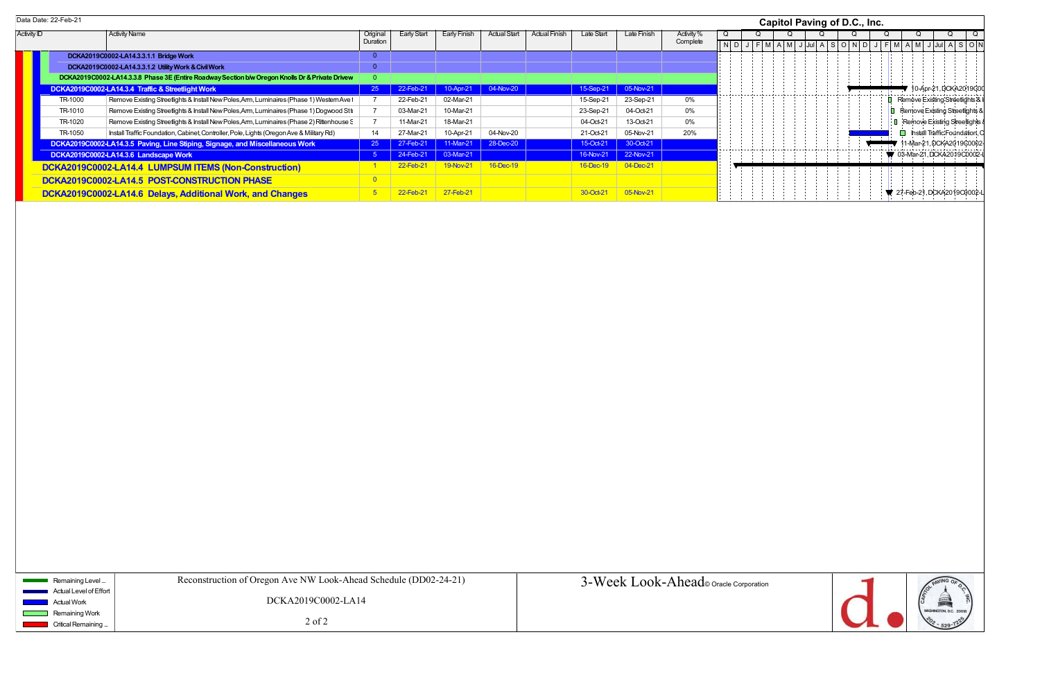Data Date: 22-Feb-21

**Capitol Paving of D.C., Inc.**

| Activity ID | Activity Name | Original Duration | Early Start | Early Finish | Actual Start | Actual Finish | Late Start | Late Finish | Activity % Complete |
|---|---|---|---|---|---|---|---|---|---|
| DCKA2019C0002-LA14.3.3.1.1 Bridge Work | | 0 | | | | | | | |
| DCKA2019C0002-LA14.3.3.1.2 Utility Work & Civil Work | | 0 | | | | | | | |
| DCKA2019C0002-LA14.3.3.8 Phase 3E (Entire Roadway Section b/w Oregon Knolls Dr & Private Drivew | | 0 | | | | | | | |
| DCKA2019C0002-LA14.3.4 Traffic & Streetlight Work | | 25 | 22-Feb-21 | 10-Apr-21 | 04-Nov-20 | | 15-Sep-21 | 05-Nov-21 | |
| TR-1000 | Remove Existing Streetlights & Install New Poles,Arm, Luminaires (Phase 1) Western Ave t | 7 | 22-Feb-21 | 02-Mar-21 | | | 15-Sep-21 | 23-Sep-21 | 0% |
| TR-1010 | Remove Existing Streetlights & Install New Poles,Arm, Luminaires (Phase 1) Dogwood Str | 7 | 03-Mar-21 | 10-Mar-21 | | | 23-Sep-21 | 04-Oct-21 | 0% |
| TR-1020 | Remove Existing Streetlights & Install New Poles,Arm, Luminaires (Phase 2) Rittenhouse S | 7 | 11-Mar-21 | 18-Mar-21 | | | 04-Oct-21 | 13-Oct-21 | 0% |
| TR-1050 | Install Traffic Foundation, Cabinet, Controller, Pole, Lights (Oregon Ave & Military Rd) | 14 | 27-Mar-21 | 10-Apr-21 | 04-Nov-20 | | 21-Oct-21 | 05-Nov-21 | 20% |
| DCKA2019C0002-LA14.3.5 Paving, Line Stiping, Signage, and Miscellaneous Work | | 25 | 27-Feb-21 | 11-Mar-21 | 28-Dec-20 | | 15-Oct-21 | 30-Oct-21 | |
| DCKA2019C0002-LA14.3.6 Landscape Work | | 5 | 24-Feb-21 | 03-Mar-21 | | | 16-Nov-21 | 22-Nov-21 | |
| DCKA2019C0002-LA14.4 LUMPSUM ITEMS (Non-Construction) | | 1 | 22-Feb-21 | 19-Nov-21 | 16-Dec-19 | | 16-Dec-19 | 04-Dec-21 | |
| DCKA2019C0002-LA14.5 POST-CONSTRUCTION PHASE | | 0 | | | | | | | |
| DCKA2019C0002-LA14.6 Delays, Additional Work, and Changes | | 5 | 22-Feb-21 | 27-Feb-21 | | | 30-Oct-21 | 05-Nov-21 | |

10-Apr-21, DCKA2019C00
Remove Existing Streetlights & I
Remove Existing Streetlights &
Remove Existing Streetlights &
Install Traffic Foundation, C
11-Mar-21, DCKA2019C0002-
03-Mar-21, DCKA2019C0002-L
27-Feb-21, DCKA2019C0002-L

Remaining Level ...
Actual Level of Effort
Actual Work
Remaining Work
Critical Remaining ...

Reconstruction of Oregon Ave NW Look-Ahead Schedule (DD02-24-21)

DCKA2019C0002-LA14

3-Week Look-Ahead © Oracle Corporation